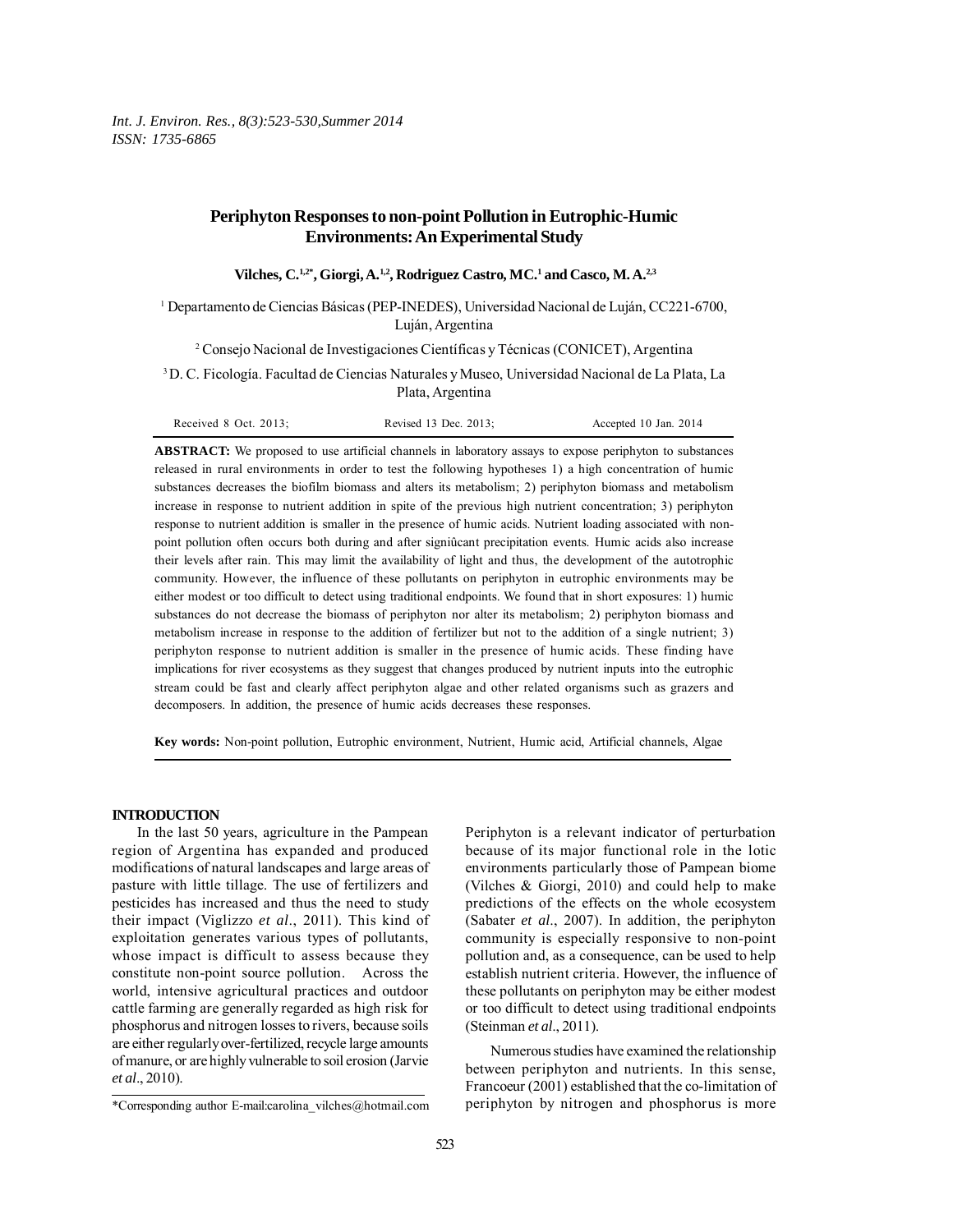# Periphyton Responses to non-point Pollution in Eutrophic-Humic Environments: An Experimental Study

**Vilches, C.[1,2*], Giorgi, A.[1,2], Rodriguez Castro, MC.[1] and Casco, M. A.[2,3]**

[1] Departamento de Ciencias Básicas (PEP-INEDES), Universidad Nacional de Luján, CC221-6700, Luján, Argentina

[2] Consejo Nacional de Investigaciones Científicas y Técnicas (CONICET), Argentina

[3] D. C. Ficología. Facultad de Ciencias Naturales y Museo, Universidad Nacional de La Plata, La Plata, Argentina

Received 8 Oct. 2013; Revised 13 Dec. 2013; Accepted 10 Jan. 2014

**ABSTRACT:** We proposed to use artificial channels in laboratory assays to expose periphyton to substances released in rural environments in order to test the following hypotheses 1) a high concentration of humic substances decreases the biofilm biomass and alters its metabolism; 2) periphyton biomass and metabolism increase in response to nutrient addition in spite of the previous high nutrient concentration; 3) periphyton response to nutrient addition is smaller in the presence of humic acids. Nutrient loading associated with non-point pollution often occurs both during and after signiûcant precipitation events. Humic acids also increase their levels after rain. This may limit the availability of light and thus, the development of the autotrophic community. However, the influence of these pollutants on periphyton in eutrophic environments may be either modest or too difficult to detect using traditional endpoints. We found that in short exposures: 1) humic substances do not decrease the biomass of periphyton nor alter its metabolism; 2) periphyton biomass and metabolism increase in response to the addition of fertilizer but not to the addition of a single nutrient; 3) periphyton response to nutrient addition is smaller in the presence of humic acids. These finding have implications for river ecosystems as they suggest that changes produced by nutrient inputs into the eutrophic stream could be fast and clearly affect periphyton algae and other related organisms such as grazers and decomposers. In addition, the presence of humic acids decreases these responses.

**Key words:** Non-point pollution, Eutrophic environment, Nutrient, Humic acid, Artificial channels, Algae

## INTRODUCTION

In the last 50 years, agriculture in the Pampean region of Argentina has expanded and produced modifications of natural landscapes and large areas of pasture with little tillage. The use of fertilizers and pesticides has increased and thus the need to study their impact (Viglizzo *et al*., 2011). This kind of exploitation generates various types of pollutants, whose impact is difficult to assess because they constitute non-point source pollution. Across the world, intensive agricultural practices and outdoor cattle farming are generally regarded as high risk for phosphorus and nitrogen losses to rivers, because soils are either regularly over-fertilized, recycle large amounts of manure, or are highly vulnerable to soil erosion (Jarvie *et al*., 2010).

Periphyton is a relevant indicator of perturbation because of its major functional role in the lotic environments particularly those of Pampean biome (Vilches & Giorgi, 2010) and could help to make predictions of the effects on the whole ecosystem (Sabater *et al*., 2007). In addition, the periphyton community is especially responsive to non-point pollution and, as a consequence, can be used to help establish nutrient criteria. However, the influence of these pollutants on periphyton may be either modest or too difficult to detect using traditional endpoints (Steinman *et al*., 2011).

Numerous studies have examined the relationship between periphyton and nutrients. In this sense, Francoeur (2001) established that the co-limitation of periphyton by nitrogen and phosphorus is more

*Corresponding author E-mail:carolina_vilches@hotmail.com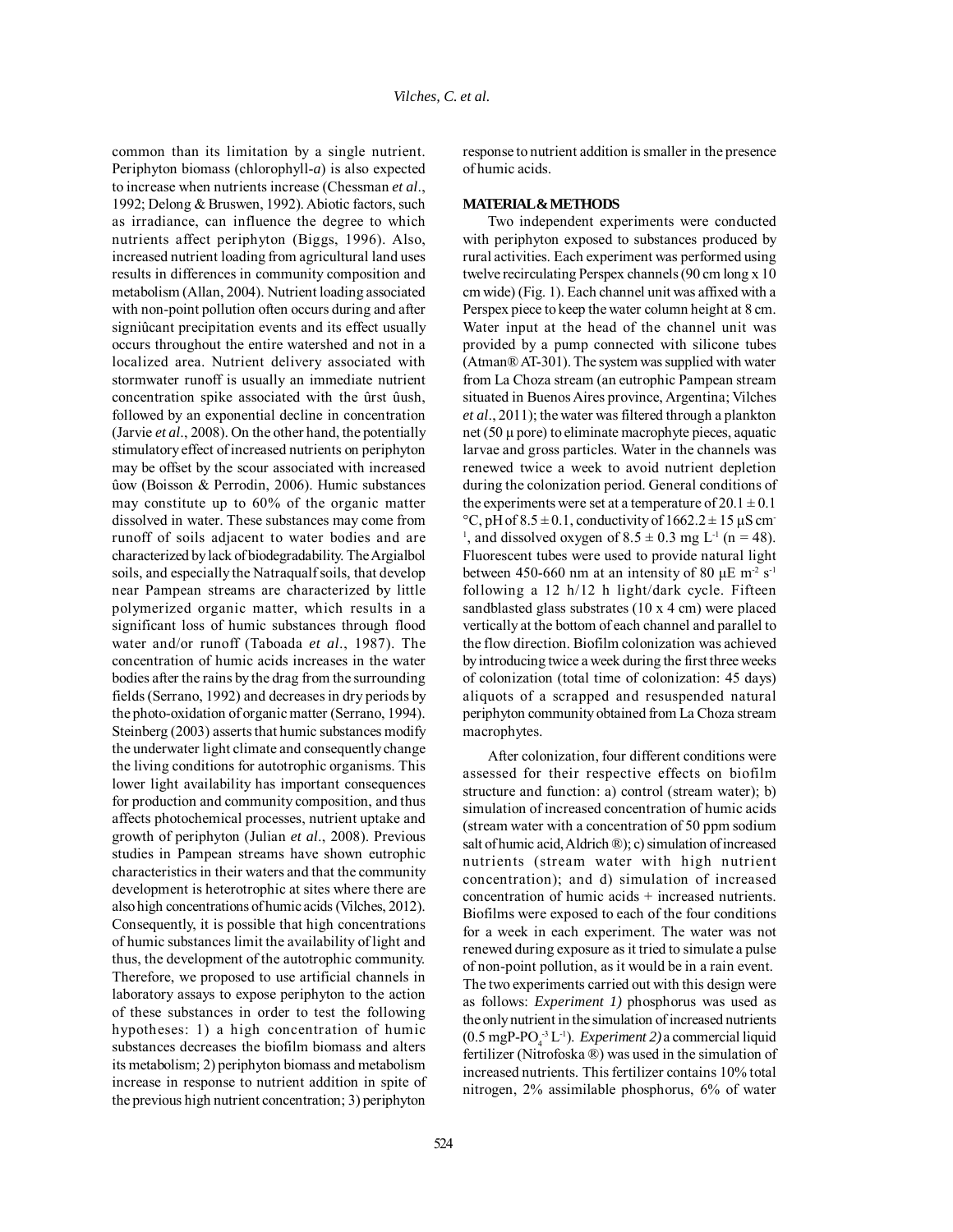common than its limitation by a single nutrient. Periphyton biomass (chlorophyll-*a*) is also expected to increase when nutrients increase (Chessman *et al*., 1992; Delong & Bruswen, 1992). Abiotic factors, such as irradiance, can influence the degree to which nutrients affect periphyton (Biggs, 1996). Also, increased nutrient loading from agricultural land uses results in differences in community composition and metabolism (Allan, 2004). Nutrient loading associated with non-point pollution often occurs during and after signiûcant precipitation events and its effect usually occurs throughout the entire watershed and not in a localized area. Nutrient delivery associated with stormwater runoff is usually an immediate nutrient concentration spike associated with the ûrst ûush, followed by an exponential decline in concentration (Jarvie *et al*., 2008). On the other hand, the potentially stimulatory effect of increased nutrients on periphyton may be offset by the scour associated with increased ûow (Boisson & Perrodin, 2006). Humic substances may constitute up to 60% of the organic matter dissolved in water. These substances may come from runoff of soils adjacent to water bodies and are characterized by lack of biodegradability. The Argialbol soils, and especially the Natraqualf soils, that develop near Pampean streams are characterized by little polymerized organic matter, which results in a significant loss of humic substances through flood water and/or runoff (Taboada *et al*., 1987). The concentration of humic acids increases in the water bodies after the rains by the drag from the surrounding fields (Serrano, 1992) and decreases in dry periods by the photo-oxidation of organic matter (Serrano, 1994). Steinberg (2003) asserts that humic substances modify the underwater light climate and consequently change the living conditions for autotrophic organisms. This lower light availability has important consequences for production and community composition, and thus affects photochemical processes, nutrient uptake and growth of periphyton (Julian *et al*., 2008). Previous studies in Pampean streams have shown eutrophic characteristics in their waters and that the community development is heterotrophic at sites where there are also high concentrations of humic acids (Vilches, 2012). Consequently, it is possible that high concentrations of humic substances limit the availability of light and thus, the development of the autotrophic community. Therefore, we proposed to use artificial channels in laboratory assays to expose periphyton to the action of these substances in order to test the following hypotheses: 1) a high concentration of humic substances decreases the biofilm biomass and alters its metabolism; 2) periphyton biomass and metabolism increase in response to nutrient addition in spite of the previous high nutrient concentration; 3) periphyton response to nutrient addition is smaller in the presence of humic acids.

## MATERIAL & METHODS

Two independent experiments were conducted with periphyton exposed to substances produced by rural activities. Each experiment was performed using twelve recirculating Perspex channels (90 cm long x 10 cm wide) (Fig. 1). Each channel unit was affixed with a Perspex piece to keep the water column height at 8 cm. Water input at the head of the channel unit was provided by a pump connected with silicone tubes (Atman® AT-301). The system was supplied with water from La Choza stream (an eutrophic Pampean stream situated in Buenos Aires province, Argentina; Vilches *et al*., 2011); the water was filtered through a plankton net (50 µ pore) to eliminate macrophyte pieces, aquatic larvae and gross particles. Water in the channels was renewed twice a week to avoid nutrient depletion during the colonization period. General conditions of the experiments were set at a temperature of $20.1 \pm 0.1$ °C, pH of $8.5 \pm 0.1$, conductivity of $1662.2 \pm 15$ µS $cm^{-1}$, and dissolved oxygen of $8.5 \pm 0.3$ mg $L^{-1}$ (n = 48). Fluorescent tubes were used to provide natural light between 450-660 nm at an intensity of 80 µE $m^{-2}$ $s^{-1}$ following a 12 h/12 h light/dark cycle. Fifteen sandblasted glass substrates (10 x 4 cm) were placed vertically at the bottom of each channel and parallel to the flow direction. Biofilm colonization was achieved by introducing twice a week during the first three weeks of colonization (total time of colonization: 45 days) aliquots of a scrapped and resuspended natural periphyton community obtained from La Choza stream macrophytes.

After colonization, four different conditions were assessed for their respective effects on biofilm structure and function: a) control (stream water); b) simulation of increased concentration of humic acids (stream water with a concentration of 50 ppm sodium salt of humic acid, Aldrich ®); c) simulation of increased nutrients (stream water with high nutrient concentration); and d) simulation of increased concentration of humic acids + increased nutrients. Biofilms were exposed to each of the four conditions for a week in each experiment. The water was not renewed during exposure as it tried to simulate a pulse of non-point pollution, as it would be in a rain event. The two experiments carried out with this design were as follows: *Experiment 1)* phosphorus was used as the only nutrient in the simulation of increased nutrients (0.5 mgP-$PO_4^{-3}$ $L^{-1}$). *Experiment 2)* a commercial liquid fertilizer (Nitrofoska ®) was used in the simulation of increased nutrients. This fertilizer contains 10% total nitrogen, 2% assimilable phosphorus, 6% of water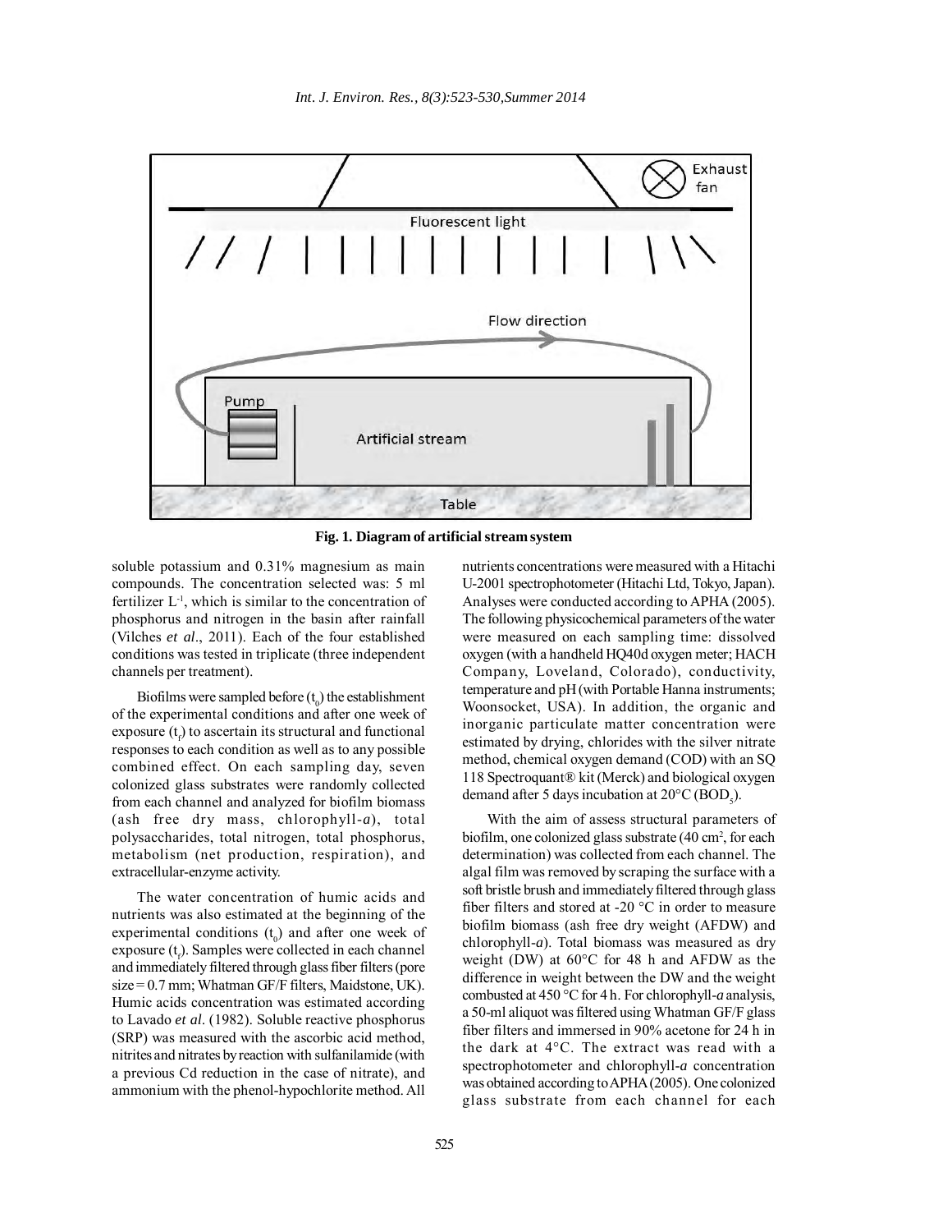**Fig. 1. Diagram of artificial stream system**

soluble potassium and 0.31% magnesium as main compounds. The concentration selected was: 5 ml fertilizer $L^{-1}$, which is similar to the concentration of phosphorus and nitrogen in the basin after rainfall (Vilches *et al*., 2011). Each of the four established conditions was tested in triplicate (three independent channels per treatment).

Biofilms were sampled before ($t_0$) the establishment of the experimental conditions and after one week of exposure ($t_f$) to ascertain its structural and functional responses to each condition as well as to any possible combined effect. On each sampling day, seven colonized glass substrates were randomly collected from each channel and analyzed for biofilm biomass (ash free dry mass, chlorophyll-*a*), total polysaccharides, total nitrogen, total phosphorus, metabolism (net production, respiration), and extracellular-enzyme activity.

The water concentration of humic acids and nutrients was also estimated at the beginning of the experimental conditions ($t_0$) and after one week of exposure ($t_f$). Samples were collected in each channel and immediately filtered through glass fiber filters (pore size = 0.7 mm; Whatman GF/F filters, Maidstone, UK). Humic acids concentration was estimated according to Lavado *et al*. (1982). Soluble reactive phosphorus (SRP) was measured with the ascorbic acid method, nitrites and nitrates by reaction with sulfanilamide (with a previous Cd reduction in the case of nitrate), and ammonium with the phenol-hypochlorite method. All nutrients concentrations were measured with a Hitachi U-2001 spectrophotometer (Hitachi Ltd, Tokyo, Japan). Analyses were conducted according to APHA (2005). The following physicochemical parameters of the water were measured on each sampling time: dissolved oxygen (with a handheld HQ40d oxygen meter; HACH Company, Loveland, Colorado), conductivity, temperature and pH (with Portable Hanna instruments; Woonsocket, USA). In addition, the organic and inorganic particulate matter concentration were estimated by drying, chlorides with the silver nitrate method, chemical oxygen demand (COD) with an SQ 118 Spectroquant® kit (Merck) and biological oxygen demand after 5 days incubation at 20°C ($BOD_5$).

With the aim of assess structural parameters of biofilm, one colonized glass substrate (40 $cm^2$, for each determination) was collected from each channel. The algal film was removed by scraping the surface with a soft bristle brush and immediately filtered through glass fiber filters and stored at -20 °C in order to measure biofilm biomass (ash free dry weight (AFDW) and chlorophyll-*a*). Total biomass was measured as dry weight (DW) at 60°C for 48 h and AFDW as the difference in weight between the DW and the weight combusted at 450 °C for 4 h. For chlorophyll-*a* analysis, a 50-ml aliquot was filtered using Whatman GF/F glass fiber filters and immersed in 90% acetone for 24 h in the dark at 4°C. The extract was read with a spectrophotometer and chlorophyll-*a* concentration was obtained according to APHA (2005). One colonized glass substrate from each channel for each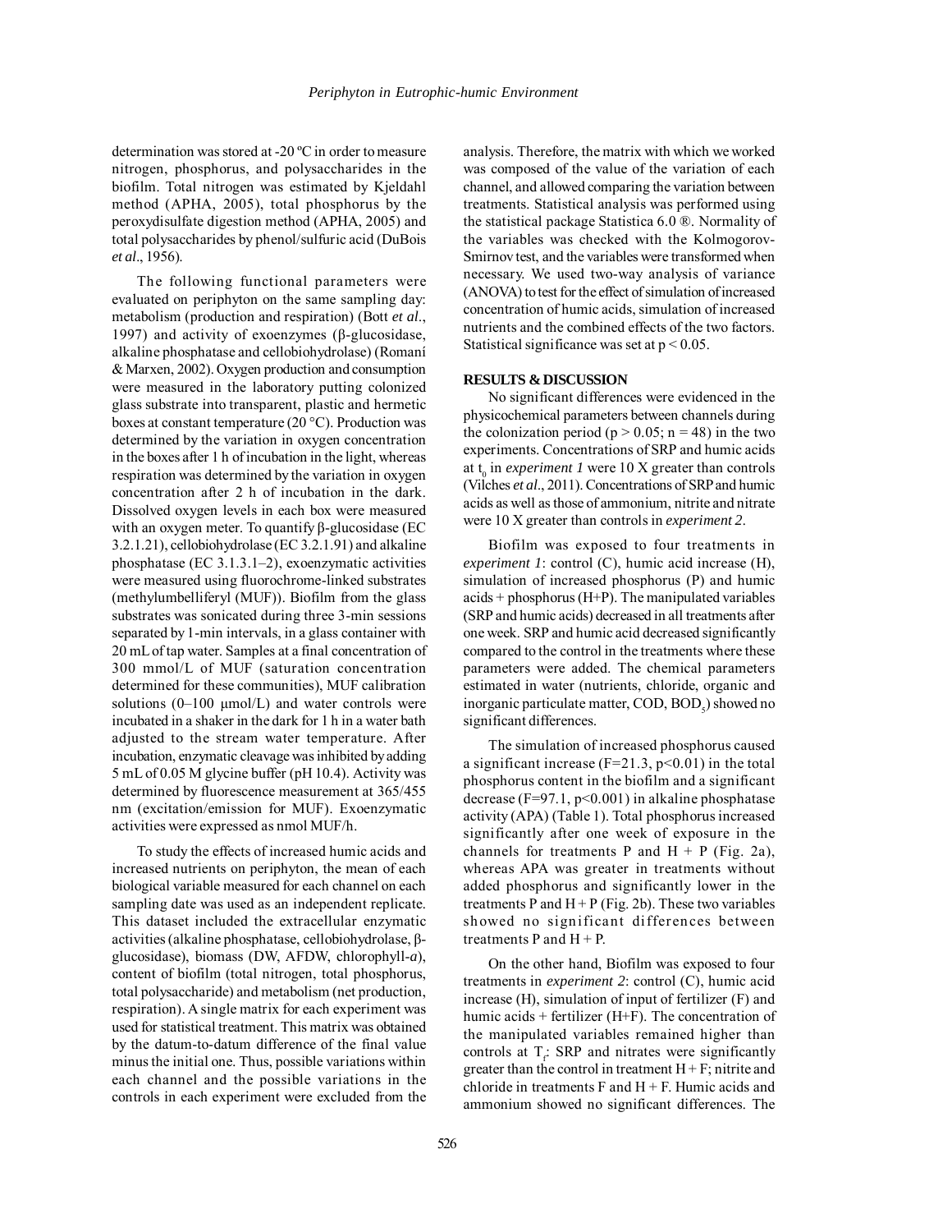determination was stored at -20 ºC in order to measure nitrogen, phosphorus, and polysaccharides in the biofilm. Total nitrogen was estimated by Kjeldahl method (APHA, 2005), total phosphorus by the peroxydisulfate digestion method (APHA, 2005) and total polysaccharides by phenol/sulfuric acid (DuBois *et al*., 1956).

The following functional parameters were evaluated on periphyton on the same sampling day: metabolism (production and respiration) (Bott *et al*., 1997) and activity of exoenzymes (β-glucosidase, alkaline phosphatase and cellobiohydrolase) (Romaní & Marxen, 2002). Oxygen production and consumption were measured in the laboratory putting colonized glass substrate into transparent, plastic and hermetic boxes at constant temperature (20 °C). Production was determined by the variation in oxygen concentration in the boxes after 1 h of incubation in the light, whereas respiration was determined by the variation in oxygen concentration after 2 h of incubation in the dark. Dissolved oxygen levels in each box were measured with an oxygen meter. To quantify β-glucosidase (EC 3.2.1.21), cellobiohydrolase (EC 3.2.1.91) and alkaline phosphatase (EC 3.1.3.1–2), exoenzymatic activities were measured using fluorochrome-linked substrates (methylumbelliferyl (MUF)). Biofilm from the glass substrates was sonicated during three 3-min sessions separated by 1-min intervals, in a glass container with 20 mL of tap water. Samples at a final concentration of 300 mmol/L of MUF (saturation concentration determined for these communities), MUF calibration solutions (0–100 µmol/L) and water controls were incubated in a shaker in the dark for 1 h in a water bath adjusted to the stream water temperature. After incubation, enzymatic cleavage was inhibited by adding 5 mL of 0.05 M glycine buffer (pH 10.4). Activity was determined by fluorescence measurement at 365/455 nm (excitation/emission for MUF). Exoenzymatic activities were expressed as nmol MUF/h.

To study the effects of increased humic acids and increased nutrients on periphyton, the mean of each biological variable measured for each channel on each sampling date was used as an independent replicate. This dataset included the extracellular enzymatic activities (alkaline phosphatase, cellobiohydrolase, β-glucosidase), biomass (DW, AFDW, chlorophyll-*a*), content of biofilm (total nitrogen, total phosphorus, total polysaccharide) and metabolism (net production, respiration). A single matrix for each experiment was used for statistical treatment. This matrix was obtained by the datum-to-datum difference of the final value minus the initial one. Thus, possible variations within each channel and the possible variations in the controls in each experiment were excluded from the analysis. Therefore, the matrix with which we worked was composed of the value of the variation of each channel, and allowed comparing the variation between treatments. Statistical analysis was performed using the statistical package Statistica 6.0 ®. Normality of the variables was checked with the Kolmogorov-Smirnov test, and the variables were transformed when necessary. We used two-way analysis of variance (ANOVA) to test for the effect of simulation of increased concentration of humic acids, simulation of increased nutrients and the combined effects of the two factors. Statistical significance was set at $p < 0.05$.

## RESULTS & DISCUSSION

No significant differences were evidenced in the physicochemical parameters between channels during the colonization period ($p > 0.05$; $n = 48$) in the two experiments. Concentrations of SRP and humic acids at $t_0$ in *experiment 1* were 10 X greater than controls (Vilches *et al*., 2011). Concentrations of SRP and humic acids as well as those of ammonium, nitrite and nitrate were 10 X greater than controls in *experiment 2*.

Biofilm was exposed to four treatments in *experiment 1*: control (C), humic acid increase (H), simulation of increased phosphorus (P) and humic acids + phosphorus (H+P). The manipulated variables (SRP and humic acids) decreased in all treatments after one week. SRP and humic acid decreased significantly compared to the control in the treatments where these parameters were added. The chemical parameters estimated in water (nutrients, chloride, organic and inorganic particulate matter, COD, $BOD_5$) showed no significant differences.

The simulation of increased phosphorus caused a significant increase ($F=21.3$, $p<0.01$) in the total phosphorus content in the biofilm and a significant decrease ($F=97.1$, $p<0.001$) in alkaline phosphatase activity (APA) (Table 1). Total phosphorus increased significantly after one week of exposure in the channels for treatments P and H + P (Fig. 2a), whereas APA was greater in treatments without added phosphorus and significantly lower in the treatments P and H + P (Fig. 2b). These two variables showed no significant differences between treatments P and H + P.

On the other hand, Biofilm was exposed to four treatments in *experiment 2*: control (C), humic acid increase (H), simulation of input of fertilizer (F) and humic acids + fertilizer (H+F). The concentration of the manipulated variables remained higher than controls at $T_f$: SRP and nitrates were significantly greater than the control in treatment H + F; nitrite and chloride in treatments F and H + F. Humic acids and ammonium showed no significant differences. The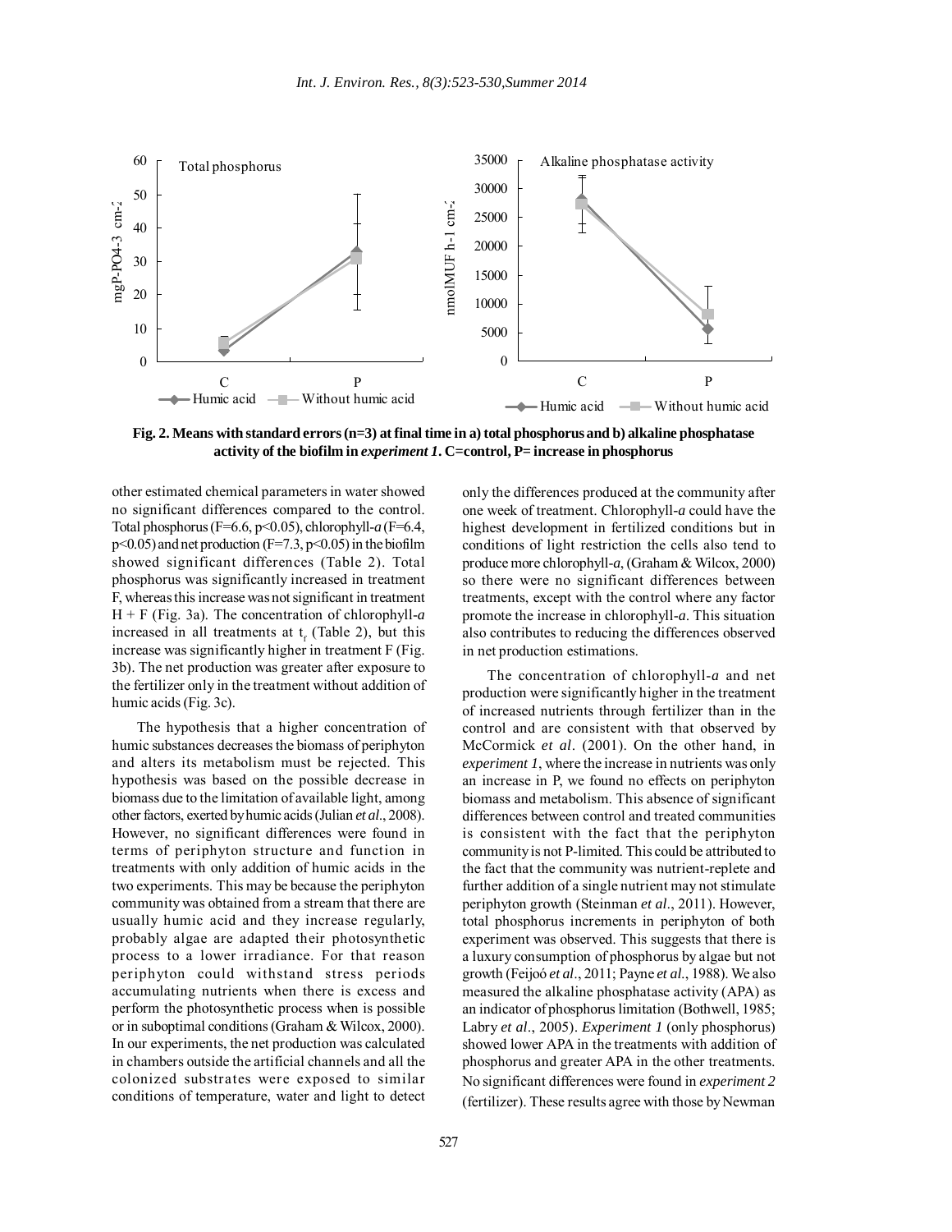**Fig. 2. Means with standard errors (n=3) at final time in a) total phosphorus and b) alkaline phosphatase activity of the biofilm in *experiment 1*. C=control, P= increase in phosphorus**

other estimated chemical parameters in water showed no significant differences compared to the control. Total phosphorus ($F=6.6$, $p<0.05$), chlorophyll-*a* ($F=6.4$, $p<0.05$) and net production ($F=7.3$, $p<0.05$) in the biofilm showed significant differences (Table 2). Total phosphorus was significantly increased in treatment F, whereas this increase was not significant in treatment H + F (Fig. 3a). The concentration of chlorophyll-*a* increased in all treatments at $t_f$ (Table 2), but this increase was significantly higher in treatment F (Fig. 3b). The net production was greater after exposure to the fertilizer only in the treatment without addition of humic acids (Fig. 3c).

The hypothesis that a higher concentration of humic substances decreases the biomass of periphyton and alters its metabolism must be rejected. This hypothesis was based on the possible decrease in biomass due to the limitation of available light, among other factors, exerted by humic acids (Julian *et al*., 2008). However, no significant differences were found in terms of periphyton structure and function in treatments with only addition of humic acids in the two experiments. This may be because the periphyton community was obtained from a stream that there are usually humic acid and they increase regularly, probably algae are adapted their photosynthetic process to a lower irradiance. For that reason periphyton could withstand stress periods accumulating nutrients when there is excess and perform the photosynthetic process when is possible or in suboptimal conditions (Graham & Wilcox, 2000). In our experiments, the net production was calculated in chambers outside the artificial channels and all the colonized substrates were exposed to similar conditions of temperature, water and light to detect only the differences produced at the community after one week of treatment. Chlorophyll-*a* could have the highest development in fertilized conditions but in conditions of light restriction the cells also tend to produce more chlorophyll-*a*, (Graham & Wilcox, 2000) so there were no significant differences between treatments, except with the control where any factor promote the increase in chlorophyll-*a*. This situation also contributes to reducing the differences observed in net production estimations.

The concentration of chlorophyll-*a* and net production were significantly higher in the treatment of increased nutrients through fertilizer than in the control and are consistent with that observed by McCormick *et al*. (2001). On the other hand, in *experiment 1*, where the increase in nutrients was only an increase in P, we found no effects on periphyton biomass and metabolism. This absence of significant differences between control and treated communities is consistent with the fact that the periphyton community is not P-limited. This could be attributed to the fact that the community was nutrient-replete and further addition of a single nutrient may not stimulate periphyton growth (Steinman *et al*., 2011). However, total phosphorus increments in periphyton of both experiment was observed. This suggests that there is a luxury consumption of phosphorus by algae but not growth (Feijoó *et al*., 2011; Payne *et al*., 1988). We also measured the alkaline phosphatase activity (APA) as an indicator of phosphorus limitation (Bothwell, 1985; Labry *et al*., 2005). *Experiment 1* (only phosphorus) showed lower APA in the treatments with addition of phosphorus and greater APA in the other treatments. No significant differences were found in *experiment 2* (fertilizer). These results agree with those by Newman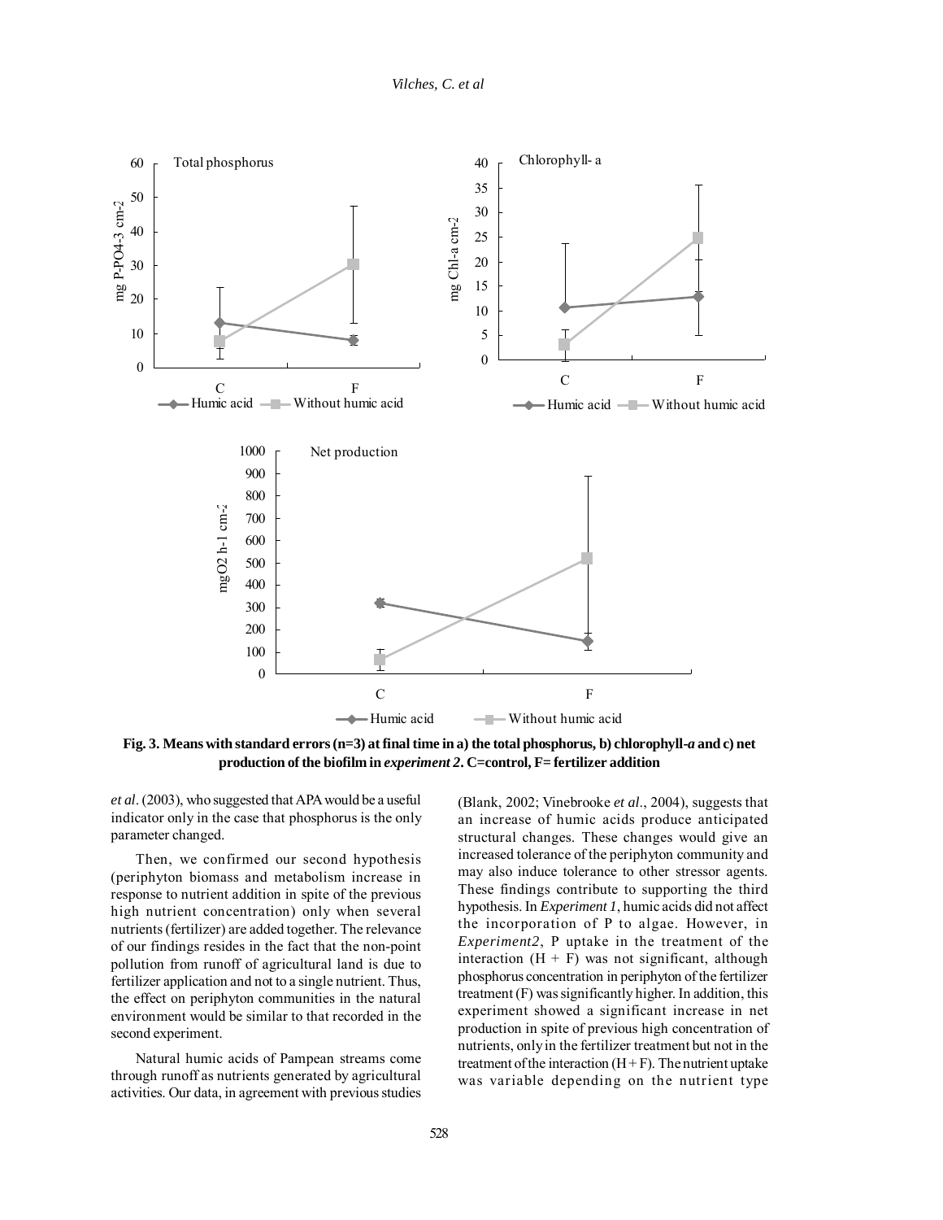**Fig. 3. Means with standard errors (n=3) at final time in a) the total phosphorus, b) chlorophyll-*a* and c) net production of the biofilm in *experiment 2*. C=control, F= fertilizer addition**

*et al*. (2003), who suggested that APA would be a useful indicator only in the case that phosphorus is the only parameter changed.

Then, we confirmed our second hypothesis (periphyton biomass and metabolism increase in response to nutrient addition in spite of the previous high nutrient concentration) only when several nutrients (fertilizer) are added together. The relevance of our findings resides in the fact that the non-point pollution from runoff of agricultural land is due to fertilizer application and not to a single nutrient. Thus, the effect on periphyton communities in the natural environment would be similar to that recorded in the second experiment.

Natural humic acids of Pampean streams come through runoff as nutrients generated by agricultural activities. Our data, in agreement with previous studies (Blank, 2002; Vinebrooke *et al*., 2004), suggests that an increase of humic acids produce anticipated structural changes. These changes would give an increased tolerance of the periphyton community and may also induce tolerance to other stressor agents. These findings contribute to supporting the third hypothesis. In *Experiment 1*, humic acids did not affect the incorporation of P to algae. However, in *Experiment2*, P uptake in the treatment of the interaction (H + F) was not significant, although phosphorus concentration in periphyton of the fertilizer treatment (F) was significantly higher. In addition, this experiment showed a significant increase in net production in spite of previous high concentration of nutrients, only in the fertilizer treatment but not in the treatment of the interaction (H + F). The nutrient uptake was variable depending on the nutrient type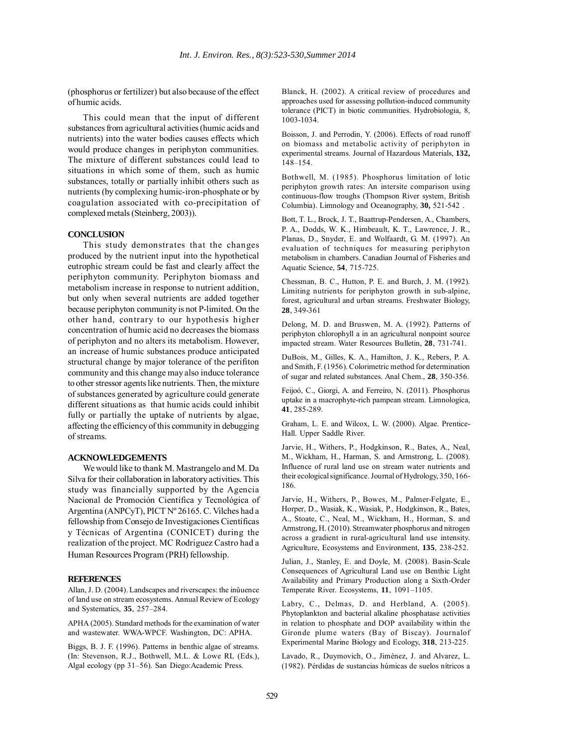(phosphorus or fertilizer) but also because of the effect of humic acids.

This could mean that the input of different substances from agricultural activities (humic acids and nutrients) into the water bodies causes effects which would produce changes in periphyton communities. The mixture of different substances could lead to situations in which some of them, such as humic substances, totally or partially inhibit others such as nutrients (by complexing humic-iron-phosphate or by coagulation associated with co-precipitation of complexed metals (Steinberg, 2003)).

## CONCLUSION

This study demonstrates that the changes produced by the nutrient input into the hypothetical eutrophic stream could be fast and clearly affect the periphyton community. Periphyton biomass and metabolism increase in response to nutrient addition, but only when several nutrients are added together because periphyton community is not P-limited. On the other hand, contrary to our hypothesis higher concentration of humic acid no decreases the biomass of periphyton and no alters its metabolism. However, an increase of humic substances produce anticipated structural change by major tolerance of the perifiton community and this change may also induce tolerance to other stressor agents like nutrients. Then, the mixture of substances generated by agriculture could generate different situations as that humic acids could inhibit fully or partially the uptake of nutrients by algae, affecting the efficiency of this community in debugging of streams.

## ACKNOWLEDGEMENTS

We would like to thank M. Mastrangelo and M. Da Silva for their collaboration in laboratory activities. This study was financially supported by the Agencia Nacional de Promoción Científica y Tecnológica of Argentina (ANPCyT), PICT Nº 26165. C. Vilches had a fellowship from Consejo de Investigaciones Científicas y Técnicas of Argentina (CONICET) during the realization of the project. MC Rodriguez Castro had a Human Resources Program (PRH) fellowship.

## REFERENCES

Allan, J. D. (2004). Landscapes and riverscapes: the inûuence of land use on stream ecosystems. Annual Review of Ecology and Systematics, **35**, 257–284.

APHA (2005). Standard methods for the examination of water and wastewater. WWA-WPCF. Washington, DC: APHA.

Biggs, B. J. F. (1996). Patterns in benthic algae of streams. (In: Stevenson, R.J., Bothwell, M.L. & Lowe RL (Eds.), Algal ecology (pp 31–56). San Diego:Academic Press.

Blanck, H. (2002). A critical review of procedures and approaches used for assessing pollution-induced community tolerance (PICT) in biotic communities. Hydrobiologia, 8, 1003-1034.

Boisson, J. and Perrodin, Y. (2006). Effects of road runoff on biomass and metabolic activity of periphyton in experimental streams. Journal of Hazardous Materials, **132,** 148–154.

Bothwell, M. (1985). Phosphorus limitation of lotic periphyton growth rates: An intersite comparison using continuous-flow troughs (Thompson River system, British Columbia). Limnology and Oceanography, **30,** 521-542 .

Bott, T. L., Brock, J. T., Baattrup-Pendersen, A., Chambers, P. A., Dodds, W. K., Himbeault, K. T., Lawrence, J. R., Planas, D., Snyder, E. and Wolfaardt, G. M. (1997). An evaluation of techniques for measuring periphyton metabolism in chambers. Canadian Journal of Fisheries and Aquatic Science, **54**, 715-725.

Chessman, B. C., Hutton, P. E. and Burch, J. M. (1992). Limiting nutrients for periphyton growth in sub-alpine, forest, agricultural and urban streams. Freshwater Biology, **28**, 349-361

Delong, M. D. and Bruswen, M. A. (1992). Patterns of periphyton chlorophyll a in an agricultural nonpoint source impacted stream. Water Resources Bulletin, **28**, 731-741.

DuBois, M., Gilles, K. A., Hamilton, J. K., Rebers, P. A. and Smith, F. (1956). Colorimetric method for determination of sugar and related substances. Anal Chem., **28**, 350-356.

Feijoó, C., Giorgi, A. and Ferreiro, N. (2011). Phosphorus uptake in a macrophyte-rich pampean stream. Limnologica, **41**, 285-289.

Graham, L. E. and Wilcox, L. W. (2000). Algae. Prentice-Hall. Upper Saddle River.

Jarvie, H., Withers, P., Hodgkinson, R., Bates, A., Neal, M., Wickham, H., Harman, S. and Armstrong, L. (2008). Influence of rural land use on stream water nutrients and their ecological significance. Journal of Hydrology, 350, 166-186.

Jarvie, H., Withers, P., Bowes, M., Palmer-Felgate, E., Horper, D., Wasiak, K., Wasiak, P., Hodgkinson, R., Bates, A., Stoate, C., Neal, M., Wickham, H., Horman, S. and Armstrong, H. (2010). Streamwater phosphorus and nitrogen across a gradient in rural-agricultural land use intensity. Agriculture, Ecosystems and Environment, **135**, 238-252.

Julian, J., Stanley, E. and Doyle, M. (2008). Basin-Scale Consequences of Agricultural Land use on Benthic Light Availability and Primary Production along a Sixth-Order Temperate River. Ecosystems, **11**, 1091–1105.

Labry, C., Delmas, D. and Herbland, A. (2005). Phytoplankton and bacterial alkaline phosphatase activities in relation to phosphate and DOP availability within the Gironde plume waters (Bay of Biscay). Journalof Experimental Marine Biology and Ecology, **318**, 213-225.

Lavado, R., Duymovich, O., Jiménez, J. and Alvarez, L. (1982). Pérdidas de sustancias húmicas de suelos nítricos a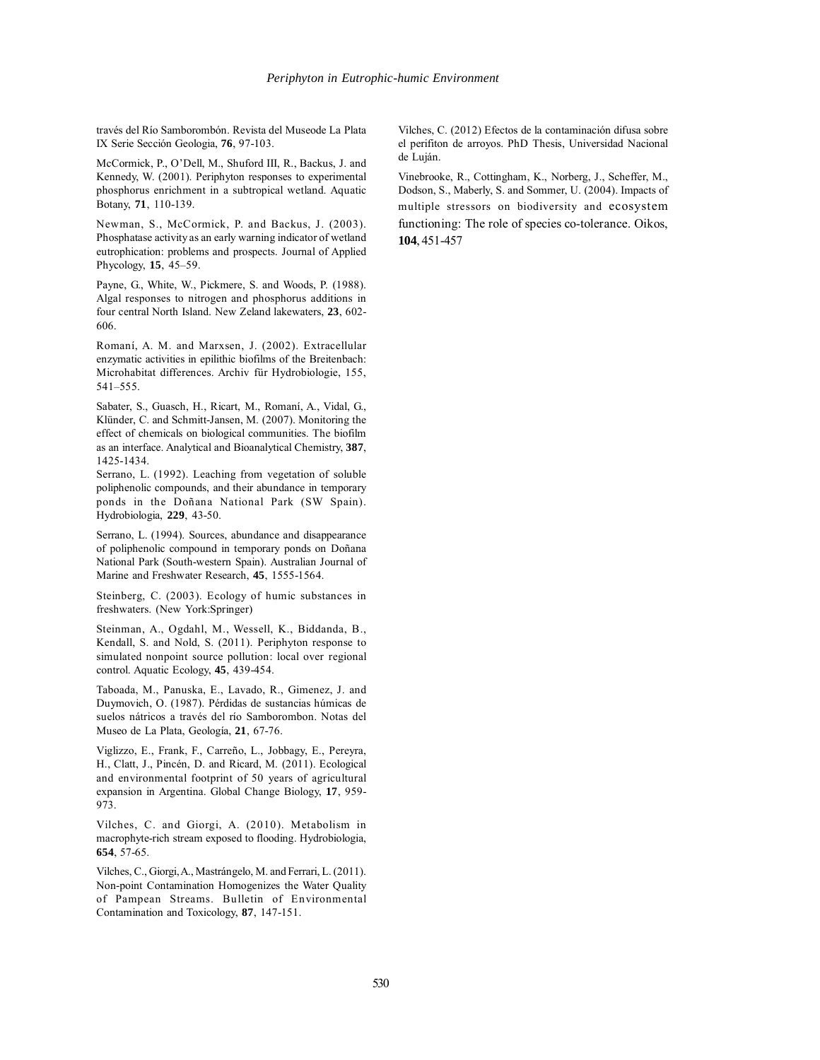través del Río Samborombón. Revista del Museode La Plata IX Serie Sección Geologia, **76**, 97-103.

McCormick, P., O'Dell, M., Shuford III, R., Backus, J. and Kennedy, W. (2001). Periphyton responses to experimental phosphorus enrichment in a subtropical wetland. Aquatic Botany, **71**, 110-139.

Newman, S., McCormick, P. and Backus, J. (2003). Phosphatase activity as an early warning indicator of wetland eutrophication: problems and prospects. Journal of Applied Phycology, **15**, 45–59.

Payne, G., White, W., Pickmere, S. and Woods, P. (1988). Algal responses to nitrogen and phosphorus additions in four central North Island. New Zeland lakewaters, **23**, 602-606.

Romaní, A. M. and Marxsen, J. (2002). Extracellular enzymatic activities in epilithic biofilms of the Breitenbach: Microhabitat differences. Archiv für Hydrobiologie, 155, 541–555.

Sabater, S., Guasch, H., Ricart, M., Romaní, A., Vidal, G., Klünder, C. and Schmitt-Jansen, M. (2007). Monitoring the effect of chemicals on biological communities. The biofilm as an interface. Analytical and Bioanalytical Chemistry, **387**, 1425-1434.

Serrano, L. (1992). Leaching from vegetation of soluble poliphenolic compounds, and their abundance in temporary ponds in the Doñana National Park (SW Spain). Hydrobiologia, **229**, 43-50.

Serrano, L. (1994). Sources, abundance and disappearance of poliphenolic compound in temporary ponds on Doñana National Park (South-western Spain). Australian Journal of Marine and Freshwater Research, **45**, 1555-1564.

Steinberg, C. (2003). Ecology of humic substances in freshwaters. (New York:Springer)

Steinman, A., Ogdahl, M., Wessell, K., Biddanda, B., Kendall, S. and Nold, S. (2011). Periphyton response to simulated nonpoint source pollution: local over regional control. Aquatic Ecology, **45**, 439-454.

Taboada, M., Panuska, E., Lavado, R., Gimenez, J. and Duymovich, O. (1987). Pérdidas de sustancias húmicas de suelos nátricos a través del río Samborombon. Notas del Museo de La Plata, Geología, **21**, 67-76.

Viglizzo, E., Frank, F., Carreño, L., Jobbagy, E., Pereyra, H., Clatt, J., Pincén, D. and Ricard, M. (2011). Ecological and environmental footprint of 50 years of agricultural expansion in Argentina. Global Change Biology, **17**, 959-973.

Vilches, C. and Giorgi, A. (2010). Metabolism in macrophyte-rich stream exposed to flooding. Hydrobiologia, **654**, 57-65.

Vilches, C., Giorgi, A., Mastrángelo, M. and Ferrari, L. (2011). Non-point Contamination Homogenizes the Water Quality of Pampean Streams. Bulletin of Environmental Contamination and Toxicology, **87**, 147-151.

Vilches, C. (2012) Efectos de la contaminación difusa sobre el perifiton de arroyos. PhD Thesis, Universidad Nacional de Luján.

Vinebrooke, R., Cottingham, K., Norberg, J., Scheffer, M., Dodson, S., Maberly, S. and Sommer, U. (2004). Impacts of multiple stressors on biodiversity and ecosystem functioning: The role of species co-tolerance. Oikos, **104**, 451-457